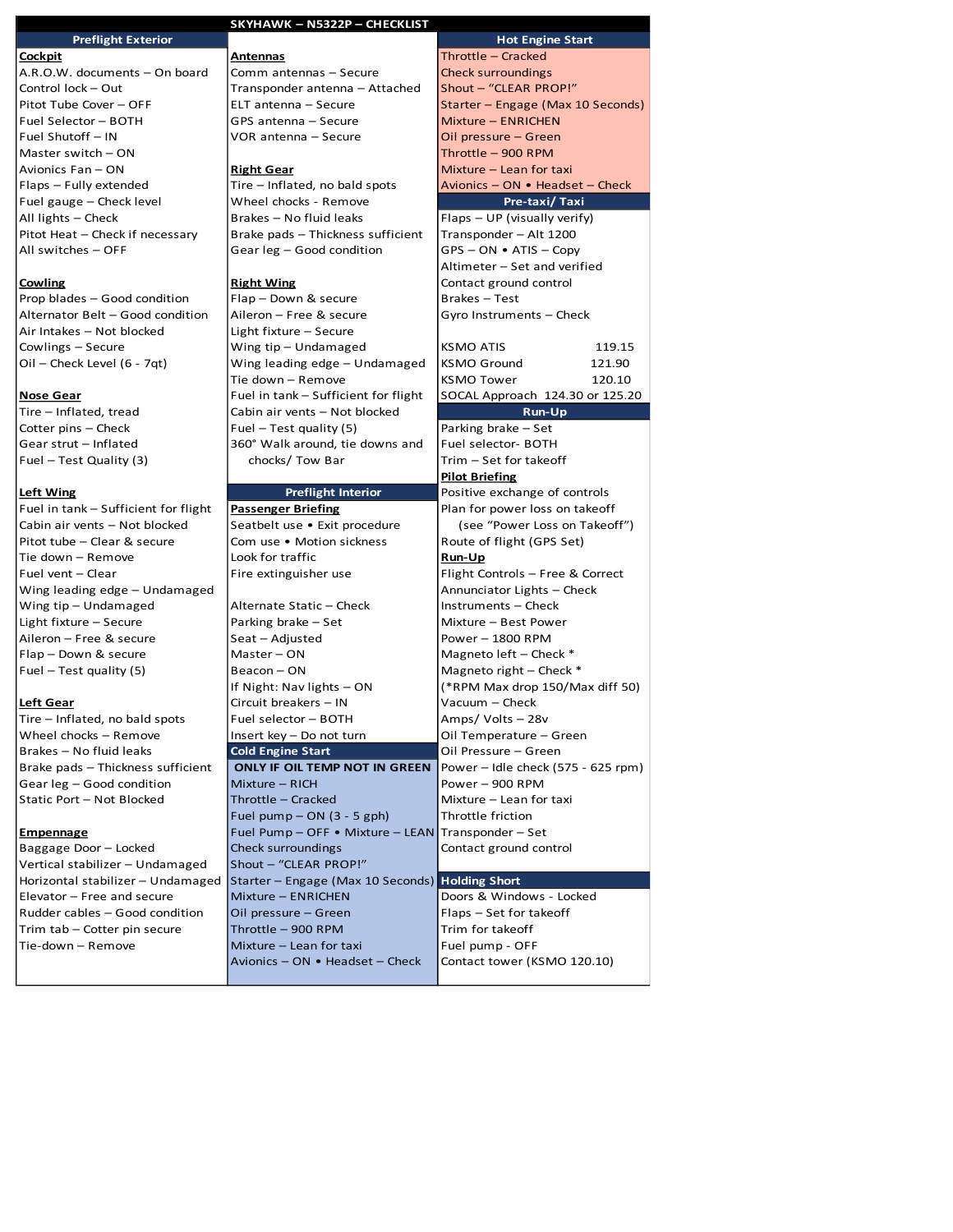# SKYHAWK – N5322P – CHECKLIST

## Preflight Exterior

**Cockpit**

A.R.O.W. documents – On board
Control lock – Out
Pitot Tube Cover – OFF
Fuel Selector – BOTH
Fuel Shutoff – IN
Master switch – ON
Avionics Fan – ON
Flaps – Fully extended
Fuel gauge – Check level
All lights – Check
Pitot Heat – Check if necessary
All switches – OFF

**Cowling**

Prop blades – Good condition
Alternator Belt – Good condition
Air Intakes – Not blocked
Cowlings – Secure
Oil – Check Level (6 - 7qt)

**Nose Gear**

Tire – Inflated, tread
Cotter pins – Check
Gear strut – Inflated
Fuel – Test Quality (3)

**Left Wing**

Fuel in tank – Sufficient for flight
Cabin air vents – Not blocked
Pitot tube – Clear & secure
Tie down – Remove
Fuel vent – Clear
Wing leading edge – Undamaged
Wing tip – Undamaged
Light fixture – Secure
Aileron – Free & secure
Flap – Down & secure
Fuel – Test quality (5)

**Left Gear**

Tire – Inflated, no bald spots
Wheel chocks – Remove
Brakes – No fluid leaks
Brake pads – Thickness sufficient
Gear leg – Good condition
Static Port – Not Blocked

**Empennage**

Baggage Door – Locked
Vertical stabilizer – Undamaged
Horizontal stabilizer – Undamaged
Elevator – Free and secure
Rudder cables – Good condition
Trim tab – Cotter pin secure
Tie-down – Remove

**Antennas**

Comm antennas – Secure
Transponder antenna – Attached
ELT antenna – Secure
GPS antenna – Secure
VOR antenna – Secure

**Right Gear**

Tire – Inflated, no bald spots
Wheel chocks - Remove
Brakes – No fluid leaks
Brake pads – Thickness sufficient
Gear leg – Good condition

**Right Wing**

Flap – Down & secure
Aileron – Free & secure
Light fixture – Secure
Wing tip – Undamaged
Wing leading edge – Undamaged
Tie down – Remove
Fuel in tank – Sufficient for flight
Cabin air vents – Not blocked
Fuel – Test quality (5)
360° Walk around, tie downs and chocks/ Tow Bar

## Preflight Interior

**Passenger Briefing**

Seatbelt use • Exit procedure
Com use • Motion sickness
Look for traffic
Fire extinguisher use

Alternate Static – Check
Parking brake – Set
Seat – Adjusted
Master – ON
Beacon – ON
If Night: Nav lights – ON
Circuit breakers – IN
Fuel selector – BOTH
Insert key – Do not turn

## Cold Engine Start

**ONLY IF OIL TEMP NOT IN GREEN**

Mixture – RICH
Throttle – Cracked
Fuel pump – ON (3 - 5 gph)
Fuel Pump – OFF • Mixture – LEAN
Check surroundings
Shout – "CLEAR PROP!"
Starter – Engage (Max 10 Seconds)
Mixture – ENRICHEN
Oil pressure – Green
Throttle – 900 RPM
Mixture – Lean for taxi
Avionics – ON • Headset – Check

## Hot Engine Start

Throttle – Cracked
Check surroundings
Shout – "CLEAR PROP!"
Starter – Engage (Max 10 Seconds)
Mixture – ENRICHEN
Oil pressure – Green
Throttle – 900 RPM
Mixture – Lean for taxi
Avionics – ON • Headset – Check

## Pre-taxi/ Taxi

Flaps – UP (visually verify)
Transponder – Alt 1200
GPS – ON • ATIS – Copy
Altimeter – Set and verified
Contact ground control
Brakes – Test
Gyro Instruments – Check

| | |
|---|---|
| KSMO ATIS | 119.15 |
| KSMO Ground | 121.90 |
| KSMO Tower | 120.10 |
| SOCAL Approach | 124.30 or 125.20 |

## Run-Up

Parking brake – Set
Fuel selector- BOTH
Trim – Set for takeoff

**Pilot Briefing**

Positive exchange of controls
Plan for power loss on takeoff (see "Power Loss on Takeoff")
Route of flight (GPS Set)

**Run-Up**

Flight Controls – Free & Correct
Annunciator Lights – Check
Instruments – Check
Mixture – Best Power
Power – 1800 RPM
Magneto left – Check *
Magneto right – Check *
(*RPM Max drop 150/Max diff 50)
Vacuum – Check
Amps/ Volts – 28v
Oil Temperature – Green
Oil Pressure – Green
Power – Idle check (575 - 625 rpm)
Power – 900 RPM
Mixture – Lean for taxi
Throttle friction
Transponder – Set
Contact ground control

## Holding Short

Doors & Windows - Locked
Flaps – Set for takeoff
Trim for takeoff
Fuel pump - OFF
Contact tower (KSMO 120.10)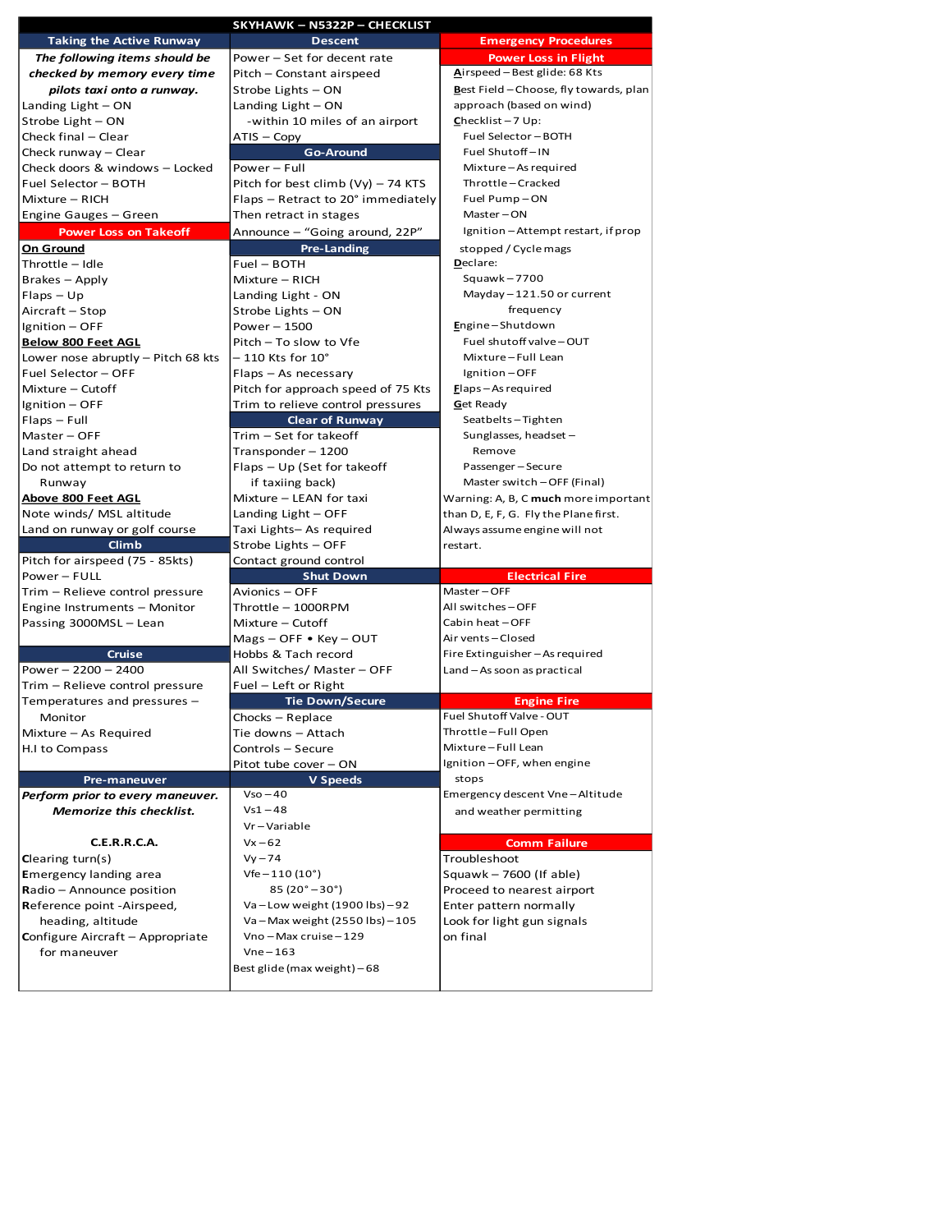# SKYHAWK – N5322P – CHECKLIST

## Taking the Active Runway

***The following items should be checked by memory every time pilots taxi onto a runway.***

Landing Light – ON
Strobe Light – ON
Check final – Clear
Check runway – Clear
Check doors & windows – Locked
Fuel Selector – BOTH
Mixture – RICH
Engine Gauges – Green

## Power Loss on Takeoff

**On Ground**

Throttle – Idle
Brakes – Apply
Flaps – Up
Aircraft – Stop
Ignition – OFF

**Below 800 Feet AGL**

Lower nose abruptly – Pitch 68 kts
Fuel Selector – OFF
Mixture – Cutoff
Ignition – OFF
Flaps – Full
Master – OFF
Land straight ahead
Do not attempt to return to Runway

**Above 800 Feet AGL**

Note winds/ MSL altitude
Land on runway or golf course

## Climb

Pitch for airspeed (75 - 85kts)
Power – FULL
Trim – Relieve control pressure
Engine Instruments – Monitor
Passing 3000MSL – Lean

## Cruise

Power – 2200 – 2400
Trim – Relieve control pressure
Temperatures and pressures – Monitor
Mixture – As Required
H.I to Compass

## Pre-maneuver

***Perform prior to every maneuver. Memorize this checklist.***

**C.E.R.R.C.A.**

**C**learing turn(s)
**E**mergency landing area
**R**adio – Announce position
**R**eference point -Airspeed, heading, altitude
**C**onfigure Aircraft – Appropriate for maneuver

## Descent

Power – Set for decent rate
Pitch – Constant airspeed
Strobe Lights – ON
Landing Light – ON
-within 10 miles of an airport
ATIS – Copy

## Go-Around

Power – Full
Pitch for best climb (Vy) – 74 KTS
Flaps – Retract to 20° immediately
Then retract in stages
Announce – "Going around, 22P"

## Pre-Landing

Fuel – BOTH
Mixture – RICH
Landing Light - ON
Strobe Lights – ON
Power – 1500
Pitch – To slow to Vfe
– 110 Kts for 10°
Flaps – As necessary
Pitch for approach speed of 75 Kts
Trim to relieve control pressures

## Clear of Runway

Trim – Set for takeoff
Transponder – 1200
Flaps – Up (Set for takeoff if taxiing back)
Mixture – LEAN for taxi
Landing Light – OFF
Taxi Lights– As required
Strobe Lights – OFF
Contact ground control

## Shut Down

Avionics – OFF
Throttle – 1000RPM
Mixture – Cutoff
Mags – OFF • Key – OUT
Hobbs & Tach record
All Switches/ Master – OFF
Fuel – Left or Right

## Tie Down/Secure

Chocks – Replace
Tie downs – Attach
Controls – Secure
Pitot tube cover – ON

## V Speeds

Vso – 40
Vs1 – 48
Vr – Variable
Vx – 62
Vy – 74
Vfe – 110 (10°)
85 (20° – 30°)
Va – Low weight (1900 lbs) – 92
Va – Max weight (2550 lbs) – 105
Vno – Max cruise – 129
Vne – 163
Best glide (max weight) – 68

## Emergency Procedures

### Power Loss in Flight

**A**irspeed – Best glide: 68 Kts
**B**est Field – Choose, fly towards, plan approach (based on wind)
**C**hecklist – 7 Up:
- Fuel Selector – BOTH
- Fuel Shutoff – IN
- Mixture – As required
- Throttle – Cracked
- Fuel Pump – ON
- Master – ON
- Ignition – Attempt restart, if prop stopped / Cycle mags

**D**eclare:
- Squawk – 7700
- Mayday – 121.50 or current frequency

**E**ngine – Shutdown
- Fuel shutoff valve – OUT
- Mixture – Full Lean
- Ignition – OFF

**F**laps – As required
**G**et Ready
- Seatbelts – Tighten
- Sunglasses, headset – Remove
- Passenger – Secure
- Master switch – OFF (Final)

Warning: A, B, C **much** more important than D, E, F, G. Fly the Plane first. Always assume engine will not restart.

### Electrical Fire

Master – OFF
All switches – OFF
Cabin heat – OFF
Air vents – Closed
Fire Extinguisher – As required
Land – As soon as practical

### Engine Fire

Fuel Shutoff Valve - OUT
Throttle – Full Open
Mixture – Full Lean
Ignition – OFF, when engine stops
Emergency descent Vne – Altitude and weather permitting

### Comm Failure

Troubleshoot
Squawk – 7600 (If able)
Proceed to nearest airport
Enter pattern normally
Look for light gun signals on final